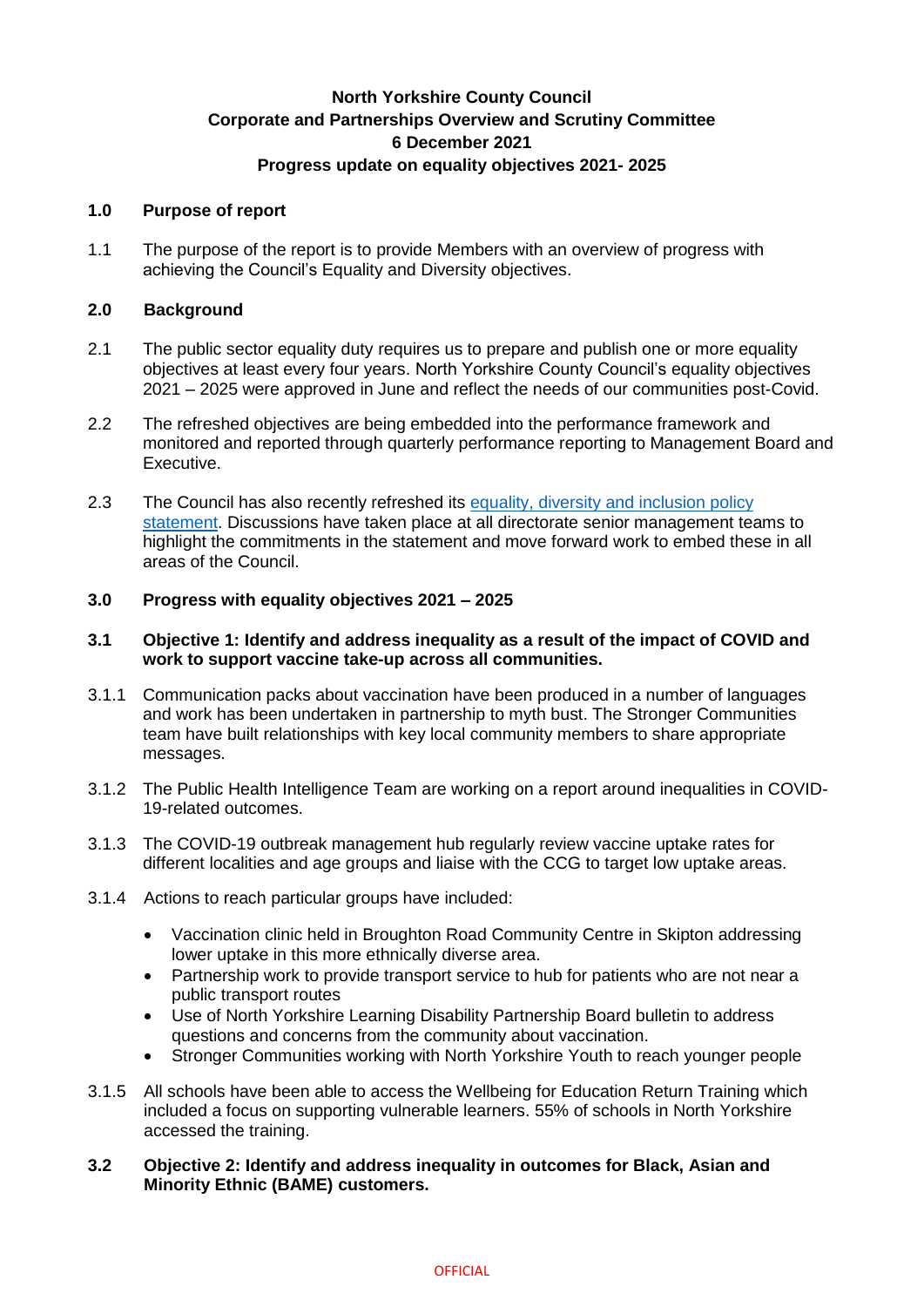**North Yorkshire County Council**
**Corporate and Partnerships Overview and Scrutiny Committee**
**6 December 2021**
**Progress update on equality objectives 2021- 2025**

## 1.0 Purpose of report

1.1 The purpose of the report is to provide Members with an overview of progress with achieving the Council's Equality and Diversity objectives.

## 2.0 Background

2.1 The public sector equality duty requires us to prepare and publish one or more equality objectives at least every four years. North Yorkshire County Council's equality objectives 2021 – 2025 were approved in June and reflect the needs of our communities post-Covid.

2.2 The refreshed objectives are being embedded into the performance framework and monitored and reported through quarterly performance reporting to Management Board and Executive.

2.3 The Council has also recently refreshed its equality, diversity and inclusion policy statement. Discussions have taken place at all directorate senior management teams to highlight the commitments in the statement and move forward work to embed these in all areas of the Council.

## 3.0 Progress with equality objectives 2021 – 2025

### 3.1 Objective 1: Identify and address inequality as a result of the impact of COVID and work to support vaccine take-up across all communities.

3.1.1 Communication packs about vaccination have been produced in a number of languages and work has been undertaken in partnership to myth bust. The Stronger Communities team have built relationships with key local community members to share appropriate messages.

3.1.2 The Public Health Intelligence Team are working on a report around inequalities in COVID-19-related outcomes.

3.1.3 The COVID-19 outbreak management hub regularly review vaccine uptake rates for different localities and age groups and liaise with the CCG to target low uptake areas.

3.1.4 Actions to reach particular groups have included:

- Vaccination clinic held in Broughton Road Community Centre in Skipton addressing lower uptake in this more ethnically diverse area.
- Partnership work to provide transport service to hub for patients who are not near a public transport routes
- Use of North Yorkshire Learning Disability Partnership Board bulletin to address questions and concerns from the community about vaccination.
- Stronger Communities working with North Yorkshire Youth to reach younger people

3.1.5 All schools have been able to access the Wellbeing for Education Return Training which included a focus on supporting vulnerable learners. 55% of schools in North Yorkshire accessed the training.

### 3.2 Objective 2: Identify and address inequality in outcomes for Black, Asian and Minority Ethnic (BAME) customers.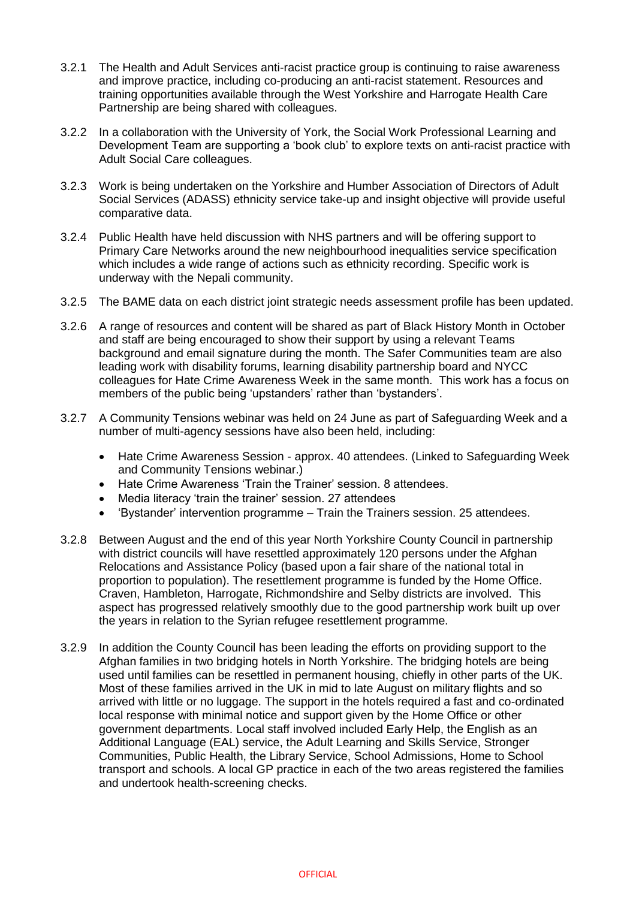3.2.1 The Health and Adult Services anti-racist practice group is continuing to raise awareness and improve practice, including co-producing an anti-racist statement. Resources and training opportunities available through the West Yorkshire and Harrogate Health Care Partnership are being shared with colleagues.

3.2.2 In a collaboration with the University of York, the Social Work Professional Learning and Development Team are supporting a 'book club' to explore texts on anti-racist practice with Adult Social Care colleagues.

3.2.3 Work is being undertaken on the Yorkshire and Humber Association of Directors of Adult Social Services (ADASS) ethnicity service take-up and insight objective will provide useful comparative data.

3.2.4 Public Health have held discussion with NHS partners and will be offering support to Primary Care Networks around the new neighbourhood inequalities service specification which includes a wide range of actions such as ethnicity recording. Specific work is underway with the Nepali community.

3.2.5 The BAME data on each district joint strategic needs assessment profile has been updated.

3.2.6 A range of resources and content will be shared as part of Black History Month in October and staff are being encouraged to show their support by using a relevant Teams background and email signature during the month. The Safer Communities team are also leading work with disability forums, learning disability partnership board and NYCC colleagues for Hate Crime Awareness Week in the same month. This work has a focus on members of the public being 'upstanders' rather than 'bystanders'.

3.2.7 A Community Tensions webinar was held on 24 June as part of Safeguarding Week and a number of multi-agency sessions have also been held, including:

- Hate Crime Awareness Session - approx. 40 attendees. (Linked to Safeguarding Week and Community Tensions webinar.)
- Hate Crime Awareness 'Train the Trainer' session. 8 attendees.
- Media literacy 'train the trainer' session. 27 attendees
- 'Bystander' intervention programme – Train the Trainers session. 25 attendees.

3.2.8 Between August and the end of this year North Yorkshire County Council in partnership with district councils will have resettled approximately 120 persons under the Afghan Relocations and Assistance Policy (based upon a fair share of the national total in proportion to population). The resettlement programme is funded by the Home Office. Craven, Hambleton, Harrogate, Richmondshire and Selby districts are involved. This aspect has progressed relatively smoothly due to the good partnership work built up over the years in relation to the Syrian refugee resettlement programme.

3.2.9 In addition the County Council has been leading the efforts on providing support to the Afghan families in two bridging hotels in North Yorkshire. The bridging hotels are being used until families can be resettled in permanent housing, chiefly in other parts of the UK. Most of these families arrived in the UK in mid to late August on military flights and so arrived with little or no luggage. The support in the hotels required a fast and co-ordinated local response with minimal notice and support given by the Home Office or other government departments. Local staff involved included Early Help, the English as an Additional Language (EAL) service, the Adult Learning and Skills Service, Stronger Communities, Public Health, the Library Service, School Admissions, Home to School transport and schools. A local GP practice in each of the two areas registered the families and undertook health-screening checks.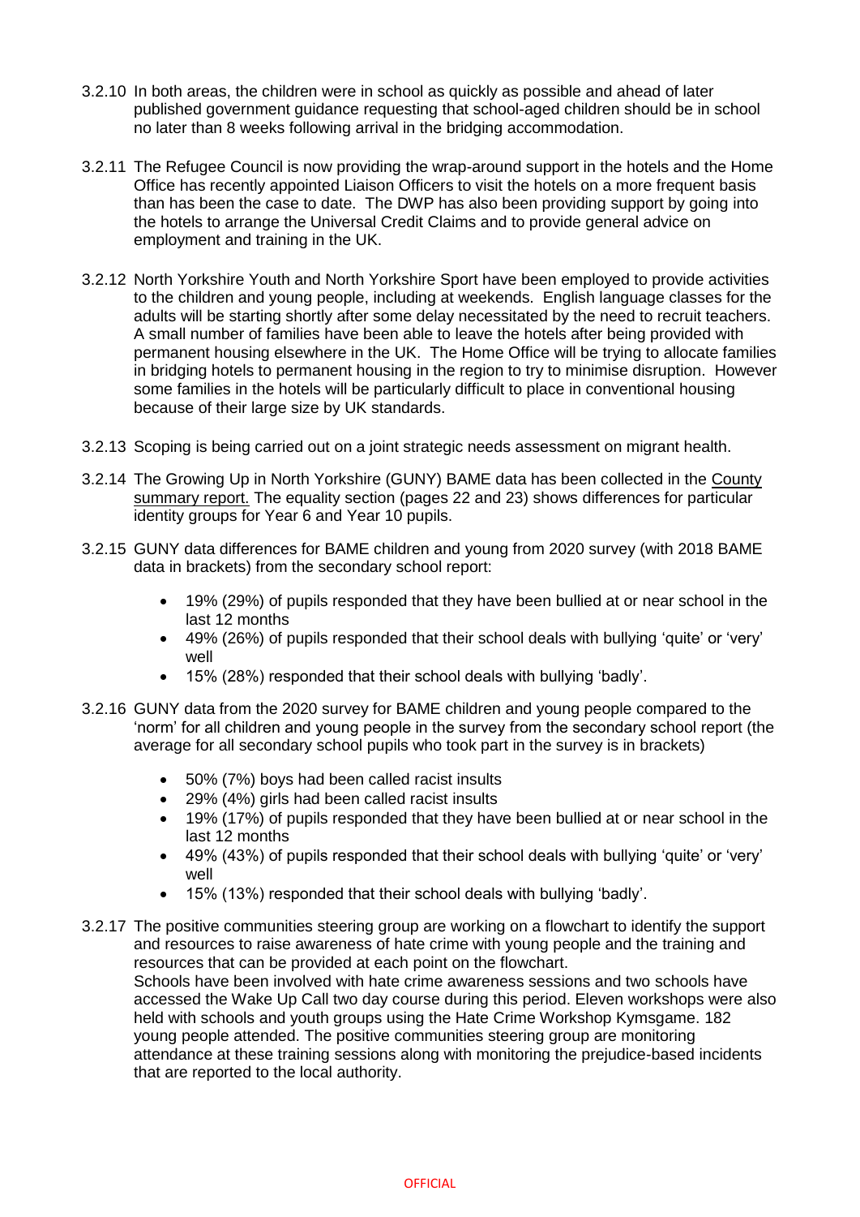3.2.10 In both areas, the children were in school as quickly as possible and ahead of later published government guidance requesting that school-aged children should be in school no later than 8 weeks following arrival in the bridging accommodation.

3.2.11 The Refugee Council is now providing the wrap-around support in the hotels and the Home Office has recently appointed Liaison Officers to visit the hotels on a more frequent basis than has been the case to date. The DWP has also been providing support by going into the hotels to arrange the Universal Credit Claims and to provide general advice on employment and training in the UK.

3.2.12 North Yorkshire Youth and North Yorkshire Sport have been employed to provide activities to the children and young people, including at weekends. English language classes for the adults will be starting shortly after some delay necessitated by the need to recruit teachers. A small number of families have been able to leave the hotels after being provided with permanent housing elsewhere in the UK. The Home Office will be trying to allocate families in bridging hotels to permanent housing in the region to try to minimise disruption. However some families in the hotels will be particularly difficult to place in conventional housing because of their large size by UK standards.

3.2.13 Scoping is being carried out on a joint strategic needs assessment on migrant health.

3.2.14 The Growing Up in North Yorkshire (GUNY) BAME data has been collected in the County summary report. The equality section (pages 22 and 23) shows differences for particular identity groups for Year 6 and Year 10 pupils.

3.2.15 GUNY data differences for BAME children and young from 2020 survey (with 2018 BAME data in brackets) from the secondary school report:

- 19% (29%) of pupils responded that they have been bullied at or near school in the last 12 months
- 49% (26%) of pupils responded that their school deals with bullying 'quite' or 'very' well
- 15% (28%) responded that their school deals with bullying 'badly'.

3.2.16 GUNY data from the 2020 survey for BAME children and young people compared to the 'norm' for all children and young people in the survey from the secondary school report (the average for all secondary school pupils who took part in the survey is in brackets)

- 50% (7%) boys had been called racist insults
- 29% (4%) girls had been called racist insults
- 19% (17%) of pupils responded that they have been bullied at or near school in the last 12 months
- 49% (43%) of pupils responded that their school deals with bullying 'quite' or 'very' well
- 15% (13%) responded that their school deals with bullying 'badly'.

3.2.17 The positive communities steering group are working on a flowchart to identify the support and resources to raise awareness of hate crime with young people and the training and resources that can be provided at each point on the flowchart.
Schools have been involved with hate crime awareness sessions and two schools have accessed the Wake Up Call two day course during this period. Eleven workshops were also held with schools and youth groups using the Hate Crime Workshop Kymsgame. 182 young people attended. The positive communities steering group are monitoring attendance at these training sessions along with monitoring the prejudice-based incidents that are reported to the local authority.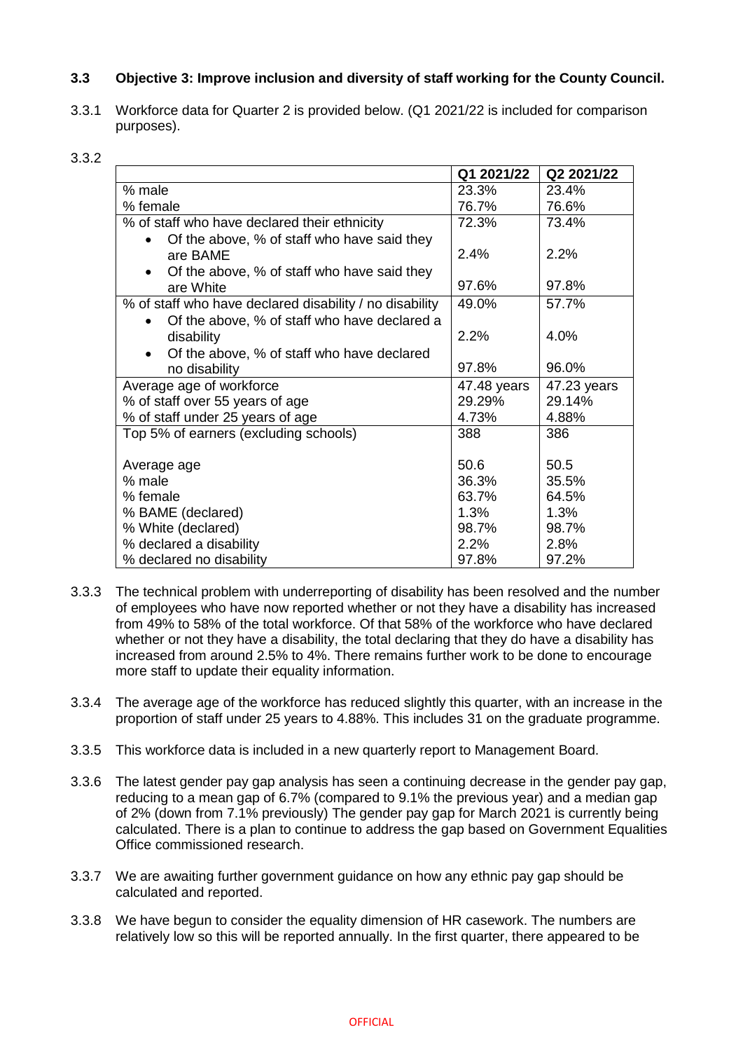### 3.3 Objective 3: Improve inclusion and diversity of staff working for the County Council.

3.3.1 Workforce data for Quarter 2 is provided below. (Q1 2021/22 is included for comparison purposes).

3.3.2

| | Q1 2021/22 | Q2 2021/22 |
|---|---|---|
| % male | 23.3% | 23.4% |
| % female | 76.7% | 76.6% |
| % of staff who have declared their ethnicity | 72.3% | 73.4% |
| • Of the above, % of staff who have said they are BAME | 2.4% | 2.2% |
| • Of the above, % of staff who have said they are White | 97.6% | 97.8% |
| % of staff who have declared disability / no disability | 49.0% | 57.7% |
| • Of the above, % of staff who have declared a disability | 2.2% | 4.0% |
| • Of the above, % of staff who have declared no disability | 97.8% | 96.0% |
| Average age of workforce | 47.48 years | 47.23 years |
| % of staff over 55 years of age | 29.29% | 29.14% |
| % of staff under 25 years of age | 4.73% | 4.88% |
| Top 5% of earners (excluding schools) | 388 | 386 |
| Average age | 50.6 | 50.5 |
| % male | 36.3% | 35.5% |
| % female | 63.7% | 64.5% |
| % BAME (declared) | 1.3% | 1.3% |
| % White (declared) | 98.7% | 98.7% |
| % declared a disability | 2.2% | 2.8% |
| % declared no disability | 97.8% | 97.2% |

3.3.3 The technical problem with underreporting of disability has been resolved and the number of employees who have now reported whether or not they have a disability has increased from 49% to 58% of the total workforce. Of that 58% of the workforce who have declared whether or not they have a disability, the total declaring that they do have a disability has increased from around 2.5% to 4%. There remains further work to be done to encourage more staff to update their equality information.

3.3.4 The average age of the workforce has reduced slightly this quarter, with an increase in the proportion of staff under 25 years to 4.88%. This includes 31 on the graduate programme.

3.3.5 This workforce data is included in a new quarterly report to Management Board.

3.3.6 The latest gender pay gap analysis has seen a continuing decrease in the gender pay gap, reducing to a mean gap of 6.7% (compared to 9.1% the previous year) and a median gap of 2% (down from 7.1% previously) The gender pay gap for March 2021 is currently being calculated. There is a plan to continue to address the gap based on Government Equalities Office commissioned research.

3.3.7 We are awaiting further government guidance on how any ethnic pay gap should be calculated and reported.

3.3.8 We have begun to consider the equality dimension of HR casework. The numbers are relatively low so this will be reported annually. In the first quarter, there appeared to be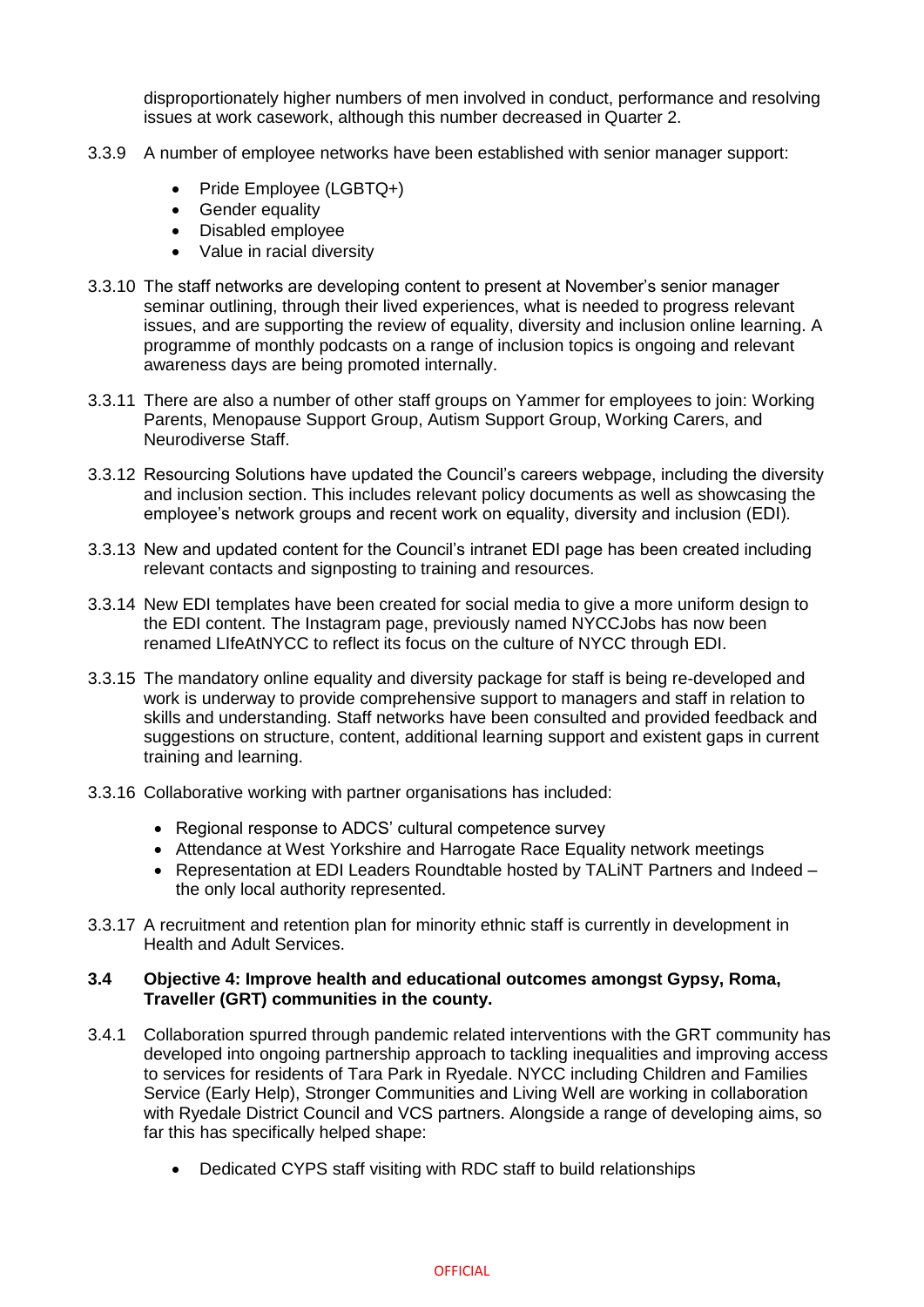disproportionately higher numbers of men involved in conduct, performance and resolving issues at work casework, although this number decreased in Quarter 2.

3.3.9 A number of employee networks have been established with senior manager support:

- Pride Employee (LGBTQ+)
- Gender equality
- Disabled employee
- Value in racial diversity

3.3.10 The staff networks are developing content to present at November's senior manager seminar outlining, through their lived experiences, what is needed to progress relevant issues, and are supporting the review of equality, diversity and inclusion online learning. A programme of monthly podcasts on a range of inclusion topics is ongoing and relevant awareness days are being promoted internally.

3.3.11 There are also a number of other staff groups on Yammer for employees to join: Working Parents, Menopause Support Group, Autism Support Group, Working Carers, and Neurodiverse Staff.

3.3.12 Resourcing Solutions have updated the Council's careers webpage, including the diversity and inclusion section. This includes relevant policy documents as well as showcasing the employee's network groups and recent work on equality, diversity and inclusion (EDI).

3.3.13 New and updated content for the Council's intranet EDI page has been created including relevant contacts and signposting to training and resources.

3.3.14 New EDI templates have been created for social media to give a more uniform design to the EDI content. The Instagram page, previously named NYCCJobs has now been renamed LIfeAtNYCC to reflect its focus on the culture of NYCC through EDI.

3.3.15 The mandatory online equality and diversity package for staff is being re-developed and work is underway to provide comprehensive support to managers and staff in relation to skills and understanding. Staff networks have been consulted and provided feedback and suggestions on structure, content, additional learning support and existent gaps in current training and learning.

3.3.16 Collaborative working with partner organisations has included:

- Regional response to ADCS' cultural competence survey
- Attendance at West Yorkshire and Harrogate Race Equality network meetings
- Representation at EDI Leaders Roundtable hosted by TALiNT Partners and Indeed – the only local authority represented.

3.3.17 A recruitment and retention plan for minority ethnic staff is currently in development in Health and Adult Services.

**3.4 Objective 4: Improve health and educational outcomes amongst Gypsy, Roma, Traveller (GRT) communities in the county.**

3.4.1 Collaboration spurred through pandemic related interventions with the GRT community has developed into ongoing partnership approach to tackling inequalities and improving access to services for residents of Tara Park in Ryedale. NYCC including Children and Families Service (Early Help), Stronger Communities and Living Well are working in collaboration with Ryedale District Council and VCS partners. Alongside a range of developing aims, so far this has specifically helped shape:

- Dedicated CYPS staff visiting with RDC staff to build relationships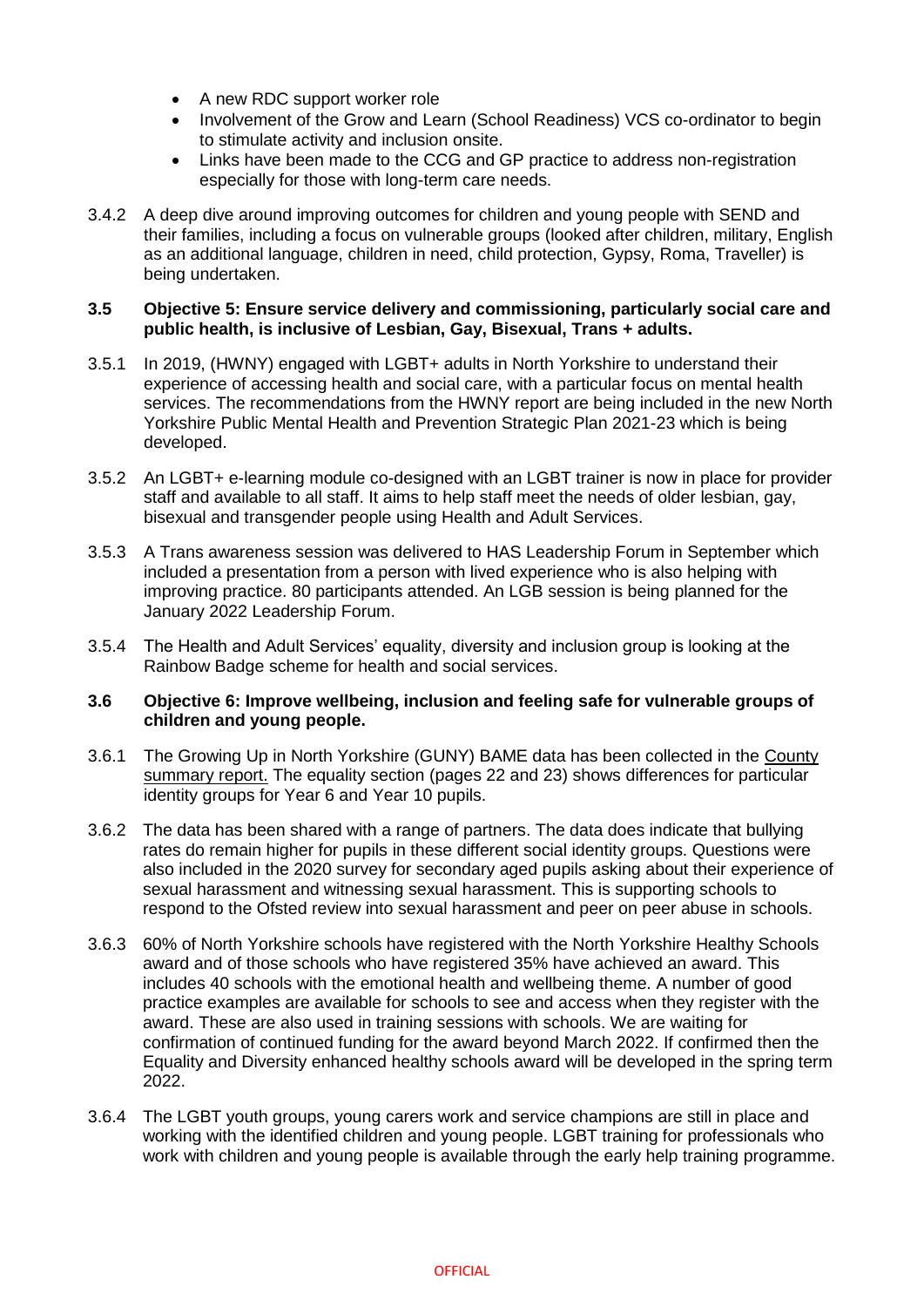- A new RDC support worker role
- Involvement of the Grow and Learn (School Readiness) VCS co-ordinator to begin to stimulate activity and inclusion onsite.
- Links have been made to the CCG and GP practice to address non-registration especially for those with long-term care needs.

3.4.2 A deep dive around improving outcomes for children and young people with SEND and their families, including a focus on vulnerable groups (looked after children, military, English as an additional language, children in need, child protection, Gypsy, Roma, Traveller) is being undertaken.

### 3.5 Objective 5: Ensure service delivery and commissioning, particularly social care and public health, is inclusive of Lesbian, Gay, Bisexual, Trans + adults.

3.5.1 In 2019, (HWNY) engaged with LGBT+ adults in North Yorkshire to understand their experience of accessing health and social care, with a particular focus on mental health services. The recommendations from the HWNY report are being included in the new North Yorkshire Public Mental Health and Prevention Strategic Plan 2021-23 which is being developed.

3.5.2 An LGBT+ e-learning module co-designed with an LGBT trainer is now in place for provider staff and available to all staff. It aims to help staff meet the needs of older lesbian, gay, bisexual and transgender people using Health and Adult Services.

3.5.3 A Trans awareness session was delivered to HAS Leadership Forum in September which included a presentation from a person with lived experience who is also helping with improving practice. 80 participants attended. An LGB session is being planned for the January 2022 Leadership Forum.

3.5.4 The Health and Adult Services' equality, diversity and inclusion group is looking at the Rainbow Badge scheme for health and social services.

### 3.6 Objective 6: Improve wellbeing, inclusion and feeling safe for vulnerable groups of children and young people.

3.6.1 The Growing Up in North Yorkshire (GUNY) BAME data has been collected in the County summary report. The equality section (pages 22 and 23) shows differences for particular identity groups for Year 6 and Year 10 pupils.

3.6.2 The data has been shared with a range of partners. The data does indicate that bullying rates do remain higher for pupils in these different social identity groups. Questions were also included in the 2020 survey for secondary aged pupils asking about their experience of sexual harassment and witnessing sexual harassment. This is supporting schools to respond to the Ofsted review into sexual harassment and peer on peer abuse in schools.

3.6.3 60% of North Yorkshire schools have registered with the North Yorkshire Healthy Schools award and of those schools who have registered 35% have achieved an award. This includes 40 schools with the emotional health and wellbeing theme. A number of good practice examples are available for schools to see and access when they register with the award. These are also used in training sessions with schools. We are waiting for confirmation of continued funding for the award beyond March 2022. If confirmed then the Equality and Diversity enhanced healthy schools award will be developed in the spring term 2022.

3.6.4 The LGBT youth groups, young carers work and service champions are still in place and working with the identified children and young people. LGBT training for professionals who work with children and young people is available through the early help training programme.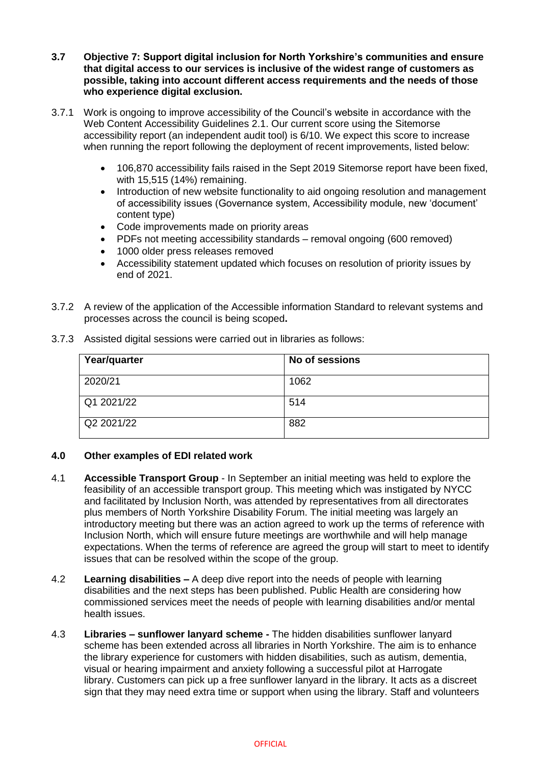### 3.7 Objective 7: Support digital inclusion for North Yorkshire's communities and ensure that digital access to our services is inclusive of the widest range of customers as possible, taking into account different access requirements and the needs of those who experience digital exclusion.

3.7.1 Work is ongoing to improve accessibility of the Council's website in accordance with the Web Content Accessibility Guidelines 2.1. Our current score using the Sitemorse accessibility report (an independent audit tool) is 6/10. We expect this score to increase when running the report following the deployment of recent improvements, listed below:

- 106,870 accessibility fails raised in the Sept 2019 Sitemorse report have been fixed, with 15,515 (14%) remaining.
- Introduction of new website functionality to aid ongoing resolution and management of accessibility issues (Governance system, Accessibility module, new 'document' content type)
- Code improvements made on priority areas
- PDFs not meeting accessibility standards – removal ongoing (600 removed)
- 1000 older press releases removed
- Accessibility statement updated which focuses on resolution of priority issues by end of 2021.

3.7.2 A review of the application of the Accessible information Standard to relevant systems and processes across the council is being scoped.

3.7.3 Assisted digital sessions were carried out in libraries as follows:

| Year/quarter | No of sessions |
|---|---|
| 2020/21 | 1062 |
| Q1 2021/22 | 514 |
| Q2 2021/22 | 882 |

## 4.0 Other examples of EDI related work

4.1 **Accessible Transport Group** - In September an initial meeting was held to explore the feasibility of an accessible transport group. This meeting which was instigated by NYCC and facilitated by Inclusion North, was attended by representatives from all directorates plus members of North Yorkshire Disability Forum. The initial meeting was largely an introductory meeting but there was an action agreed to work up the terms of reference with Inclusion North, which will ensure future meetings are worthwhile and will help manage expectations. When the terms of reference are agreed the group will start to meet to identify issues that can be resolved within the scope of the group.

4.2 **Learning disabilities –** A deep dive report into the needs of people with learning disabilities and the next steps has been published. Public Health are considering how commissioned services meet the needs of people with learning disabilities and/or mental health issues.

4.3 **Libraries – sunflower lanyard scheme -** The hidden disabilities sunflower lanyard scheme has been extended across all libraries in North Yorkshire. The aim is to enhance the library experience for customers with hidden disabilities, such as autism, dementia, visual or hearing impairment and anxiety following a successful pilot at Harrogate library. Customers can pick up a free sunflower lanyard in the library. It acts as a discreet sign that they may need extra time or support when using the library. Staff and volunteers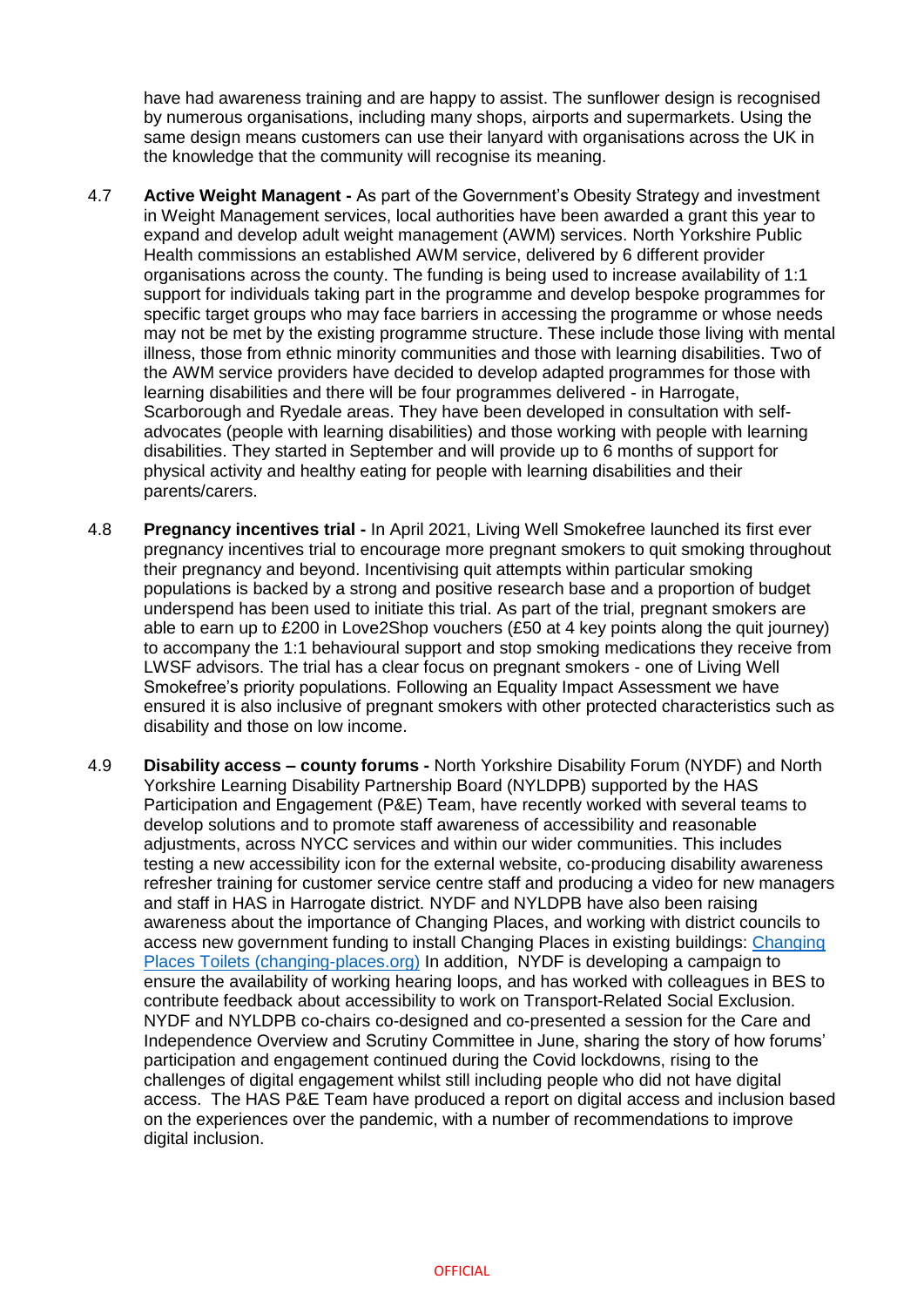have had awareness training and are happy to assist. The sunflower design is recognised by numerous organisations, including many shops, airports and supermarkets. Using the same design means customers can use their lanyard with organisations across the UK in the knowledge that the community will recognise its meaning.

4.7 **Active Weight Managent -** As part of the Government's Obesity Strategy and investment in Weight Management services, local authorities have been awarded a grant this year to expand and develop adult weight management (AWM) services. North Yorkshire Public Health commissions an established AWM service, delivered by 6 different provider organisations across the county. The funding is being used to increase availability of 1:1 support for individuals taking part in the programme and develop bespoke programmes for specific target groups who may face barriers in accessing the programme or whose needs may not be met by the existing programme structure. These include those living with mental illness, those from ethnic minority communities and those with learning disabilities. Two of the AWM service providers have decided to develop adapted programmes for those with learning disabilities and there will be four programmes delivered - in Harrogate, Scarborough and Ryedale areas. They have been developed in consultation with self-advocates (people with learning disabilities) and those working with people with learning disabilities. They started in September and will provide up to 6 months of support for physical activity and healthy eating for people with learning disabilities and their parents/carers.

4.8 **Pregnancy incentives trial -** In April 2021, Living Well Smokefree launched its first ever pregnancy incentives trial to encourage more pregnant smokers to quit smoking throughout their pregnancy and beyond. Incentivising quit attempts within particular smoking populations is backed by a strong and positive research base and a proportion of budget underspend has been used to initiate this trial. As part of the trial, pregnant smokers are able to earn up to £200 in Love2Shop vouchers (£50 at 4 key points along the quit journey) to accompany the 1:1 behavioural support and stop smoking medications they receive from LWSF advisors. The trial has a clear focus on pregnant smokers - one of Living Well Smokefree's priority populations. Following an Equality Impact Assessment we have ensured it is also inclusive of pregnant smokers with other protected characteristics such as disability and those on low income.

4.9 **Disability access – county forums -** North Yorkshire Disability Forum (NYDF) and North Yorkshire Learning Disability Partnership Board (NYLDPB) supported by the HAS Participation and Engagement (P&E) Team, have recently worked with several teams to develop solutions and to promote staff awareness of accessibility and reasonable adjustments, across NYCC services and within our wider communities. This includes testing a new accessibility icon for the external website, co-producing disability awareness refresher training for customer service centre staff and producing a video for new managers and staff in HAS in Harrogate district. NYDF and NYLDPB have also been raising awareness about the importance of Changing Places, and working with district councils to access new government funding to install Changing Places in existing buildings: [Changing Places Toilets (changing-places.org)](https://www.changing-places.org) In addition, NYDF is developing a campaign to ensure the availability of working hearing loops, and has worked with colleagues in BES to contribute feedback about accessibility to work on Transport-Related Social Exclusion. NYDF and NYLDPB co-chairs co-designed and co-presented a session for the Care and Independence Overview and Scrutiny Committee in June, sharing the story of how forums' participation and engagement continued during the Covid lockdowns, rising to the challenges of digital engagement whilst still including people who did not have digital access. The HAS P&E Team have produced a report on digital access and inclusion based on the experiences over the pandemic, with a number of recommendations to improve digital inclusion.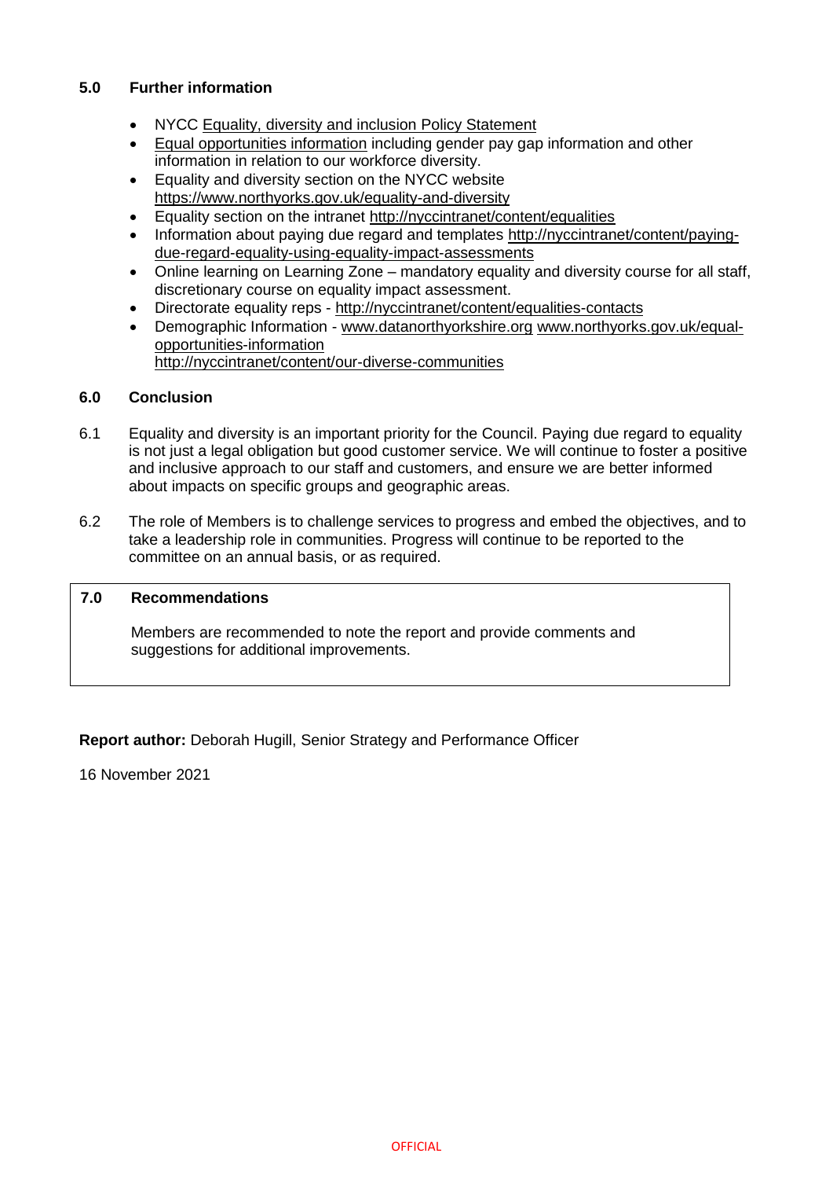## 5.0 Further information

- NYCC Equality, diversity and inclusion Policy Statement
- Equal opportunities information including gender pay gap information and other information in relation to our workforce diversity.
- Equality and diversity section on the NYCC website https://www.northyorks.gov.uk/equality-and-diversity
- Equality section on the intranet http://nyccintranet/content/equalities
- Information about paying due regard and templates http://nyccintranet/content/paying-due-regard-equality-using-equality-impact-assessments
- Online learning on Learning Zone – mandatory equality and diversity course for all staff, discretionary course on equality impact assessment.
- Directorate equality reps - http://nyccintranet/content/equalities-contacts
- Demographic Information - www.datanorthyorkshire.org www.northyorks.gov.uk/equal-opportunities-information http://nyccintranet/content/our-diverse-communities

## 6.0 Conclusion

6.1 Equality and diversity is an important priority for the Council. Paying due regard to equality is not just a legal obligation but good customer service. We will continue to foster a positive and inclusive approach to our staff and customers, and ensure we are better informed about impacts on specific groups and geographic areas.

6.2 The role of Members is to challenge services to progress and embed the objectives, and to take a leadership role in communities. Progress will continue to be reported to the committee on an annual basis, or as required.

## 7.0 Recommendations

Members are recommended to note the report and provide comments and suggestions for additional improvements.

**Report author:** Deborah Hugill, Senior Strategy and Performance Officer

16 November 2021